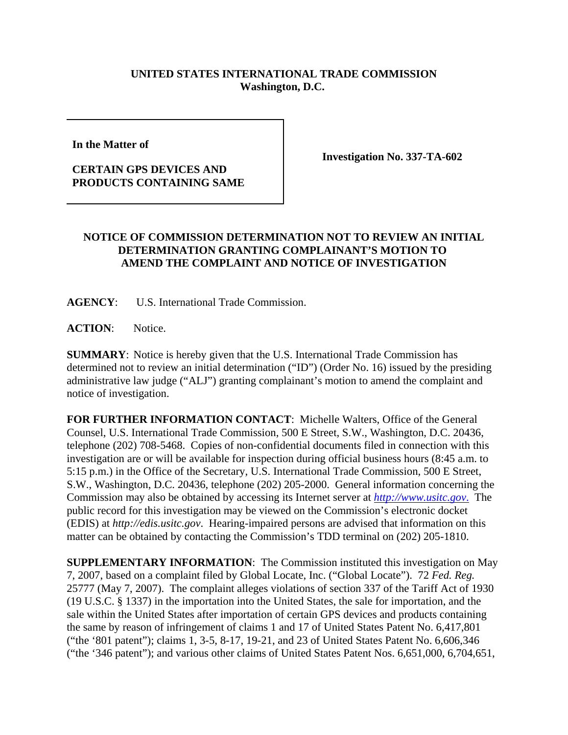**UNITED STATES INTERNATIONAL TRADE COMMISSION**
**Washington, D.C.**

| In the Matter of<br><br>**CERTAIN GPS DEVICES AND PRODUCTS CONTAINING SAME** | **Investigation No. 337-TA-602** |
|---|---|

**NOTICE OF COMMISSION DETERMINATION NOT TO REVIEW AN INITIAL DETERMINATION GRANTING COMPLAINANT'S MOTION TO AMEND THE COMPLAINT AND NOTICE OF INVESTIGATION**

**AGENCY**: U.S. International Trade Commission.

**ACTION**: Notice.

**SUMMARY**: Notice is hereby given that the U.S. International Trade Commission has determined not to review an initial determination ("ID") (Order No. 16) issued by the presiding administrative law judge ("ALJ") granting complainant's motion to amend the complaint and notice of investigation.

**FOR FURTHER INFORMATION CONTACT**: Michelle Walters, Office of the General Counsel, U.S. International Trade Commission, 500 E Street, S.W., Washington, D.C. 20436, telephone (202) 708-5468. Copies of non-confidential documents filed in connection with this investigation are or will be available for inspection during official business hours (8:45 a.m. to 5:15 p.m.) in the Office of the Secretary, U.S. International Trade Commission, 500 E Street, S.W., Washington, D.C. 20436, telephone (202) 205-2000. General information concerning the Commission may also be obtained by accessing its Internet server at *http://www.usitc.gov*. The public record for this investigation may be viewed on the Commission's electronic docket (EDIS) at *http://edis.usitc.gov*. Hearing-impaired persons are advised that information on this matter can be obtained by contacting the Commission's TDD terminal on (202) 205-1810.

**SUPPLEMENTARY INFORMATION**: The Commission instituted this investigation on May 7, 2007, based on a complaint filed by Global Locate, Inc. ("Global Locate"). 72 *Fed. Reg.* 25777 (May 7, 2007). The complaint alleges violations of section 337 of the Tariff Act of 1930 (19 U.S.C. § 1337) in the importation into the United States, the sale for importation, and the sale within the United States after importation of certain GPS devices and products containing the same by reason of infringement of claims 1 and 17 of United States Patent No. 6,417,801 ("the '801 patent"); claims 1, 3-5, 8-17, 19-21, and 23 of United States Patent No. 6,606,346 ("the '346 patent"); and various other claims of United States Patent Nos. 6,651,000, 6,704,651,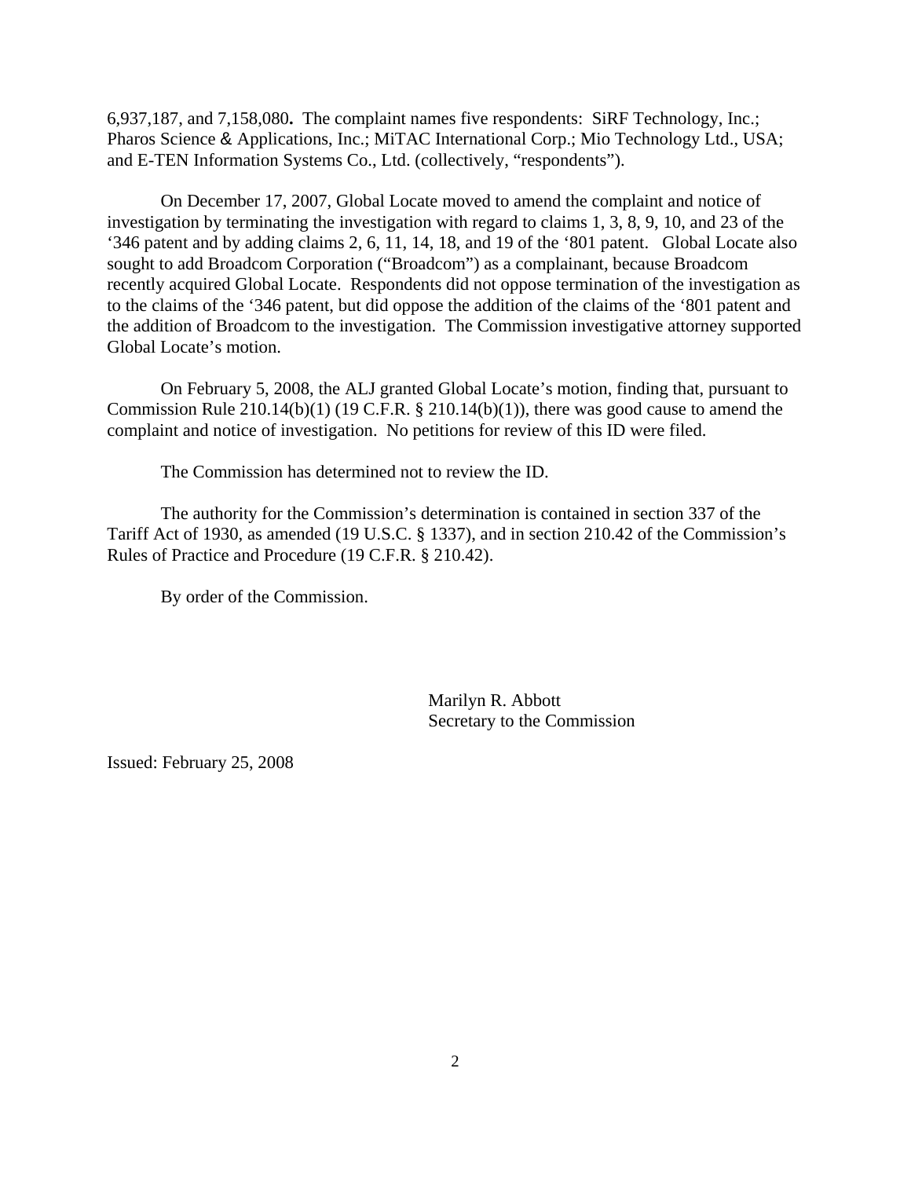6,937,187, and 7,158,080**.** The complaint names five respondents: SiRF Technology, Inc.; Pharos Science & Applications, Inc.; MiTAC International Corp.; Mio Technology Ltd., USA; and E-TEN Information Systems Co., Ltd. (collectively, "respondents").

On December 17, 2007, Global Locate moved to amend the complaint and notice of investigation by terminating the investigation with regard to claims 1, 3, 8, 9, 10, and 23 of the '346 patent and by adding claims 2, 6, 11, 14, 18, and 19 of the '801 patent. Global Locate also sought to add Broadcom Corporation ("Broadcom") as a complainant, because Broadcom recently acquired Global Locate. Respondents did not oppose termination of the investigation as to the claims of the '346 patent, but did oppose the addition of the claims of the '801 patent and the addition of Broadcom to the investigation. The Commission investigative attorney supported Global Locate's motion.

On February 5, 2008, the ALJ granted Global Locate's motion, finding that, pursuant to Commission Rule 210.14(b)(1) (19 C.F.R. § 210.14(b)(1)), there was good cause to amend the complaint and notice of investigation. No petitions for review of this ID were filed.

The Commission has determined not to review the ID.

The authority for the Commission's determination is contained in section 337 of the Tariff Act of 1930, as amended (19 U.S.C. § 1337), and in section 210.42 of the Commission's Rules of Practice and Procedure (19 C.F.R. § 210.42).

By order of the Commission.

Marilyn R. Abbott
Secretary to the Commission

Issued: February 25, 2008